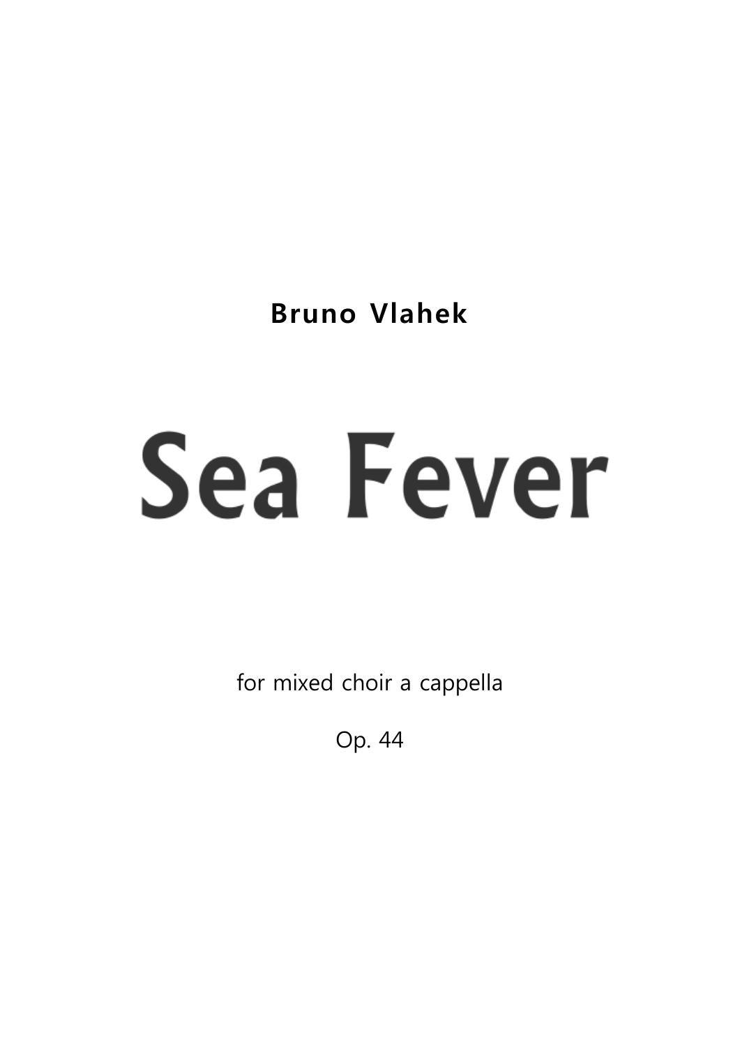**Bruno Vlahek**

# Sea Fever

for mixed choir a cappella

Op. 44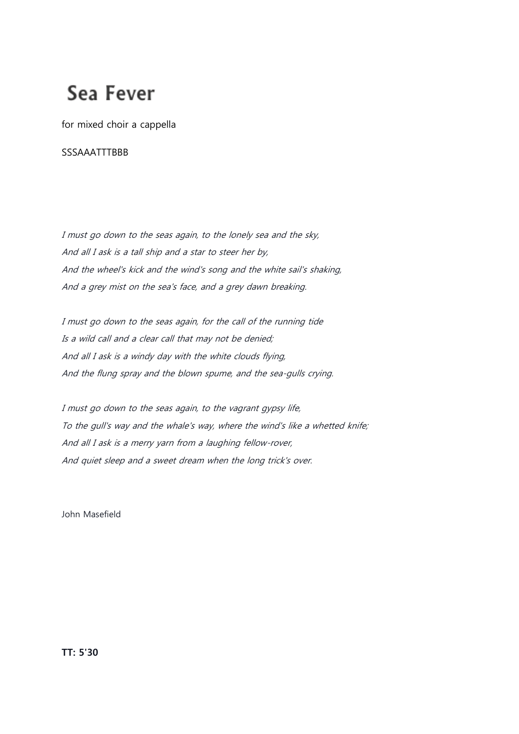# Sea Fever

for mixed choir a cappella

SSSAAATTTBBB

*I must go down to the seas again, to the lonely sea and the sky,*
*And all I ask is a tall ship and a star to steer her by,*
*And the wheel's kick and the wind's song and the white sail's shaking,*
*And a grey mist on the sea's face, and a grey dawn breaking.*

*I must go down to the seas again, for the call of the running tide*
*Is a wild call and a clear call that may not be denied;*
*And all I ask is a windy day with the white clouds flying,*
*And the flung spray and the blown spume, and the sea-gulls crying.*

*I must go down to the seas again, to the vagrant gypsy life,*
*To the gull's way and the whale's way, where the wind's like a whetted knife;*
*And all I ask is a merry yarn from a laughing fellow-rover,*
*And quiet sleep and a sweet dream when the long trick's over.*

John Masefield

**TT: 5'30**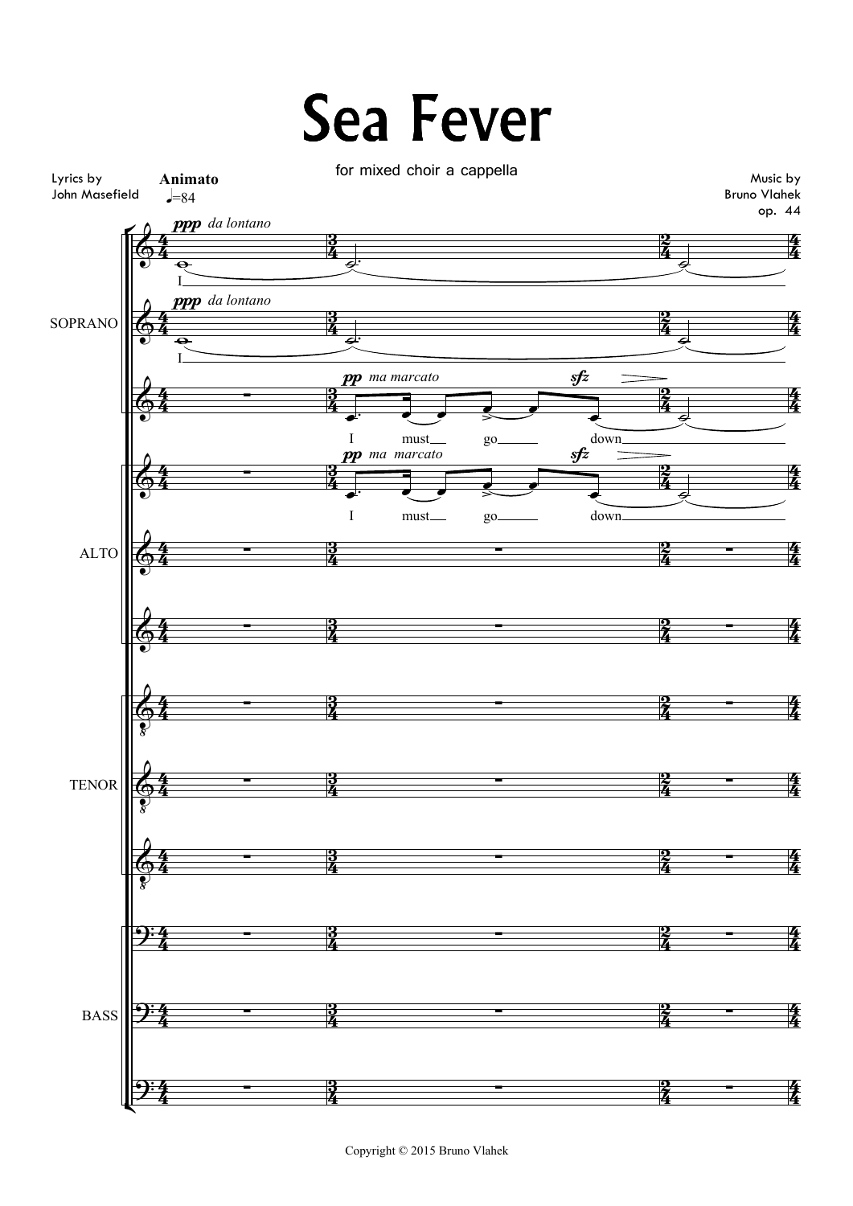# Sea Fever

for mixed choir a cappella

Lyrics by
John Masefield

**Animato**
♩=84

Music by
Bruno Vlahek
op. 44

Copyright © 2015 Bruno Vlahek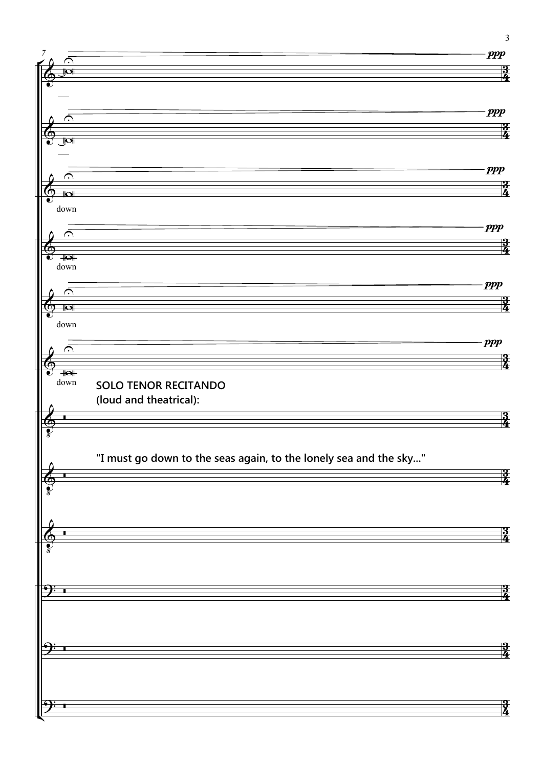SOLO TENOR RECITANDO
(loud and theatrical):

"I must go down to the seas again, to the lonely sea and the sky..."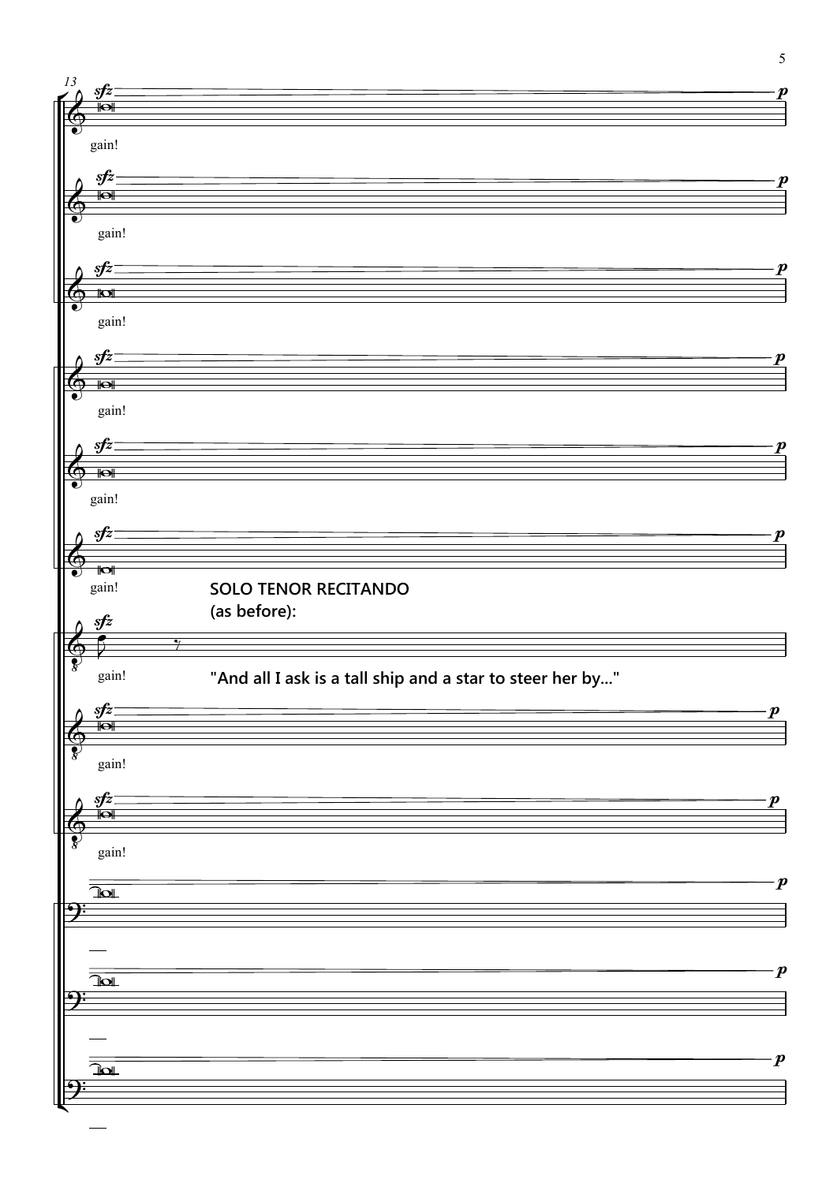SOLO TENOR RECITANDO
(as before):

"And all I ask is a tall ship and a star to steer her by..."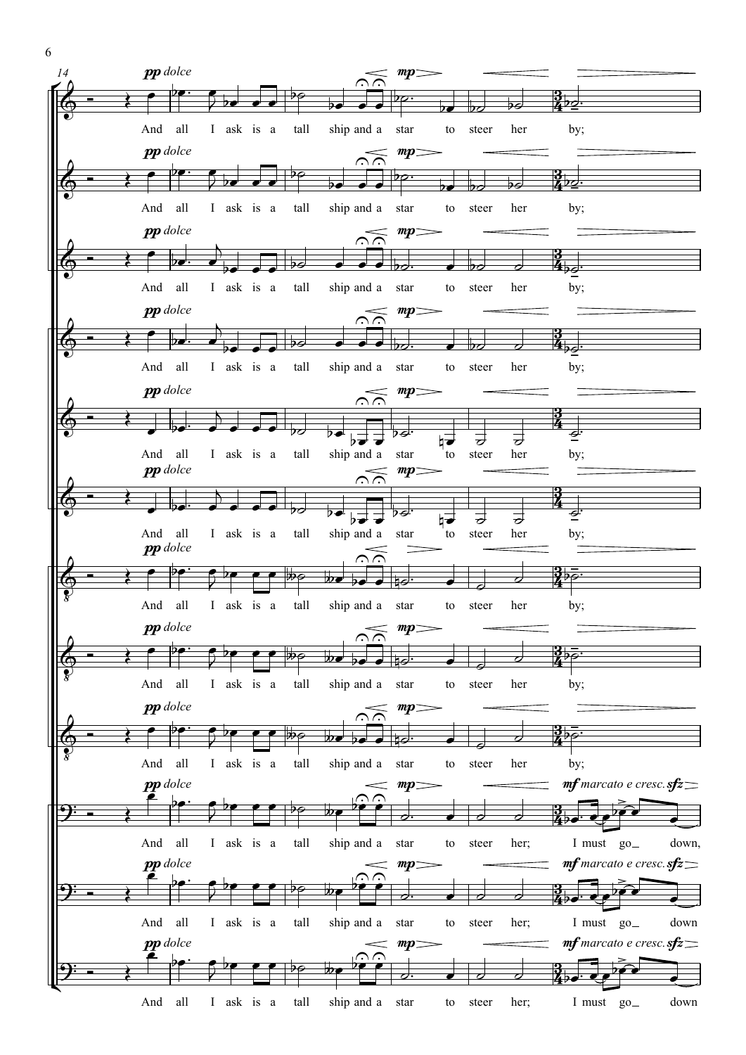14

*pp dolce* — *mp* — *mf marcato e cresc.* *sfz*

And all I ask is a tall ship and a star to steer her by;

And all I ask is a tall ship and a star to steer her by;

And all I ask is a tall ship and a star to steer her by;

And all I ask is a tall ship and a star to steer her by;

And all I ask is a tall ship and a star to steer her by;

And all I ask is a tall ship and a star to steer her by;

And all I ask is a tall ship and a star to steer her by;

And all I ask is a tall ship and a star to steer her by;

And all I ask is a tall ship and a star to steer her by;

And all I ask is a tall ship and a star to steer her; I must go_ down,

And all I ask is a tall ship and a star to steer her; I must go_ down

And all I ask is a tall ship and a star to steer her; I must go_ down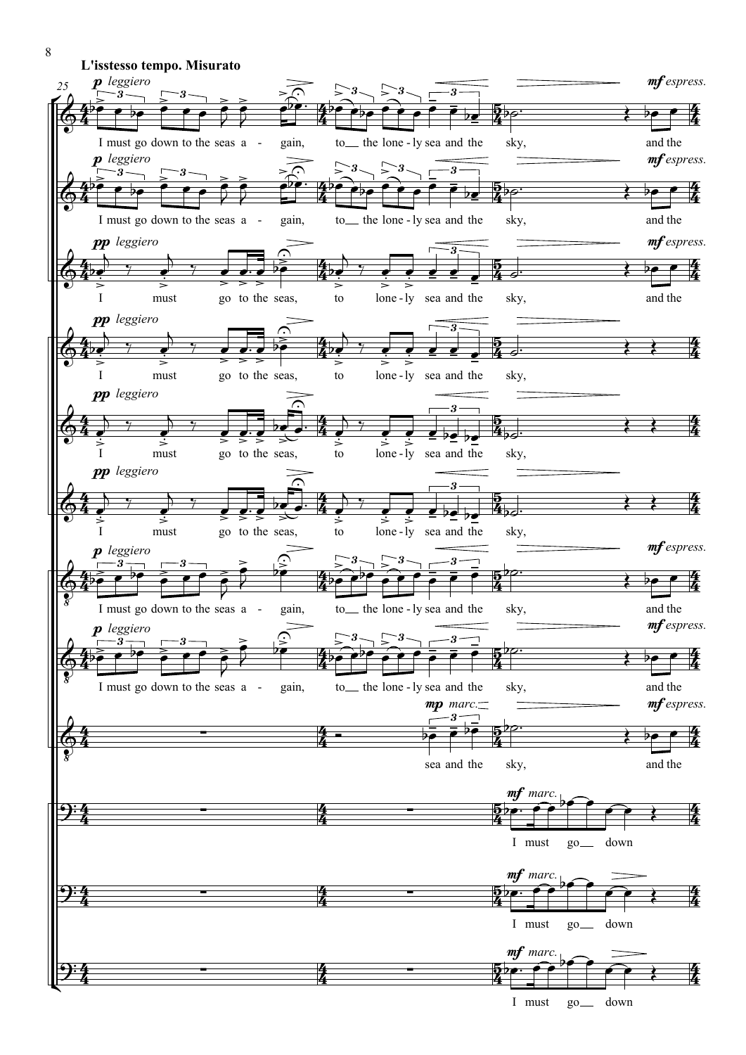**L'isstesso tempo. Misurato**

25

*p leggiero* — I must go down to the seas a - gain, to the lone - ly sea and the sky, *mf espress.* and the

*p leggiero* — I must go down to the seas a - gain, to the lone - ly sea and the sky, *mf espress.* and the

*pp leggiero* — I must go to the seas, to lone - ly sea and the sky, *mf espress.* and the

*pp leggiero* — I must go to the seas, to lone - ly sea and the sky,

*pp leggiero* — I must go to the seas, to lone - ly sea and the sky,

*pp leggiero* — I must go to the seas, to lone - ly sea and the sky,

*p leggiero* — I must go down to the seas a - gain, to the lone - ly sea and the sky, *mf espress.* and the

*p leggiero* — I must go down to the seas a - gain, to the lone - ly sea and the sky, *mf espress.* and the

*mp marc.* — sea and the sky, *mf espress.* and the

*mf marc.* — I must go down

*mf marc.* — I must go down

*mf marc.* — I must go down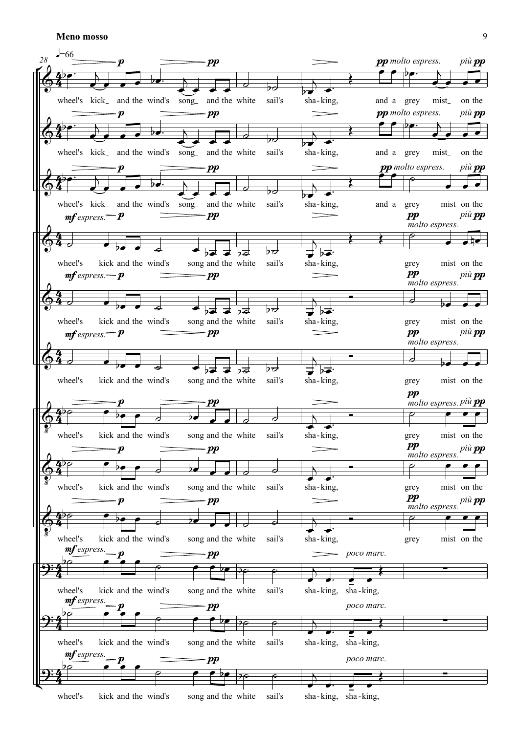**Meno mosso**

♩=66

28

wheel's kick_ and the wind's song_ and the white sail's sha-king, and a grey mist_ on the

wheel's kick_ and the wind's song_ and the white sail's sha-king, and a grey mist_ on the

wheel's kick_ and the wind's song_ and the white sail's sha-king, and a grey mist on the

wheel's kick and the wind's song and the white sail's sha-king, grey mist on the

wheel's kick and the wind's song and the white sail's sha-king, grey mist on the

wheel's kick and the wind's song and the white sail's sha-king, grey mist on the

wheel's kick and the wind's song and the white sail's sha-king, grey mist on the

wheel's kick and the wind's song and the white sail's sha-king, grey mist on the

wheel's kick and the wind's song and the white sail's sha-king, grey mist on the

wheel's kick and the wind's song and the white sail's sha-king, sha-king,

wheel's kick and the wind's song and the white sail's sha-king, sha-king,

wheel's kick and the wind's song and the white sail's sha-king, sha-king,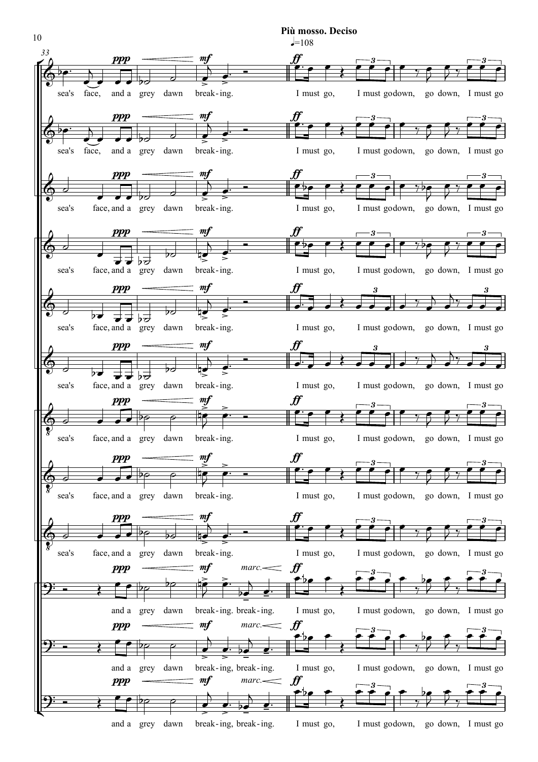**Più mosso. Deciso**

♩=108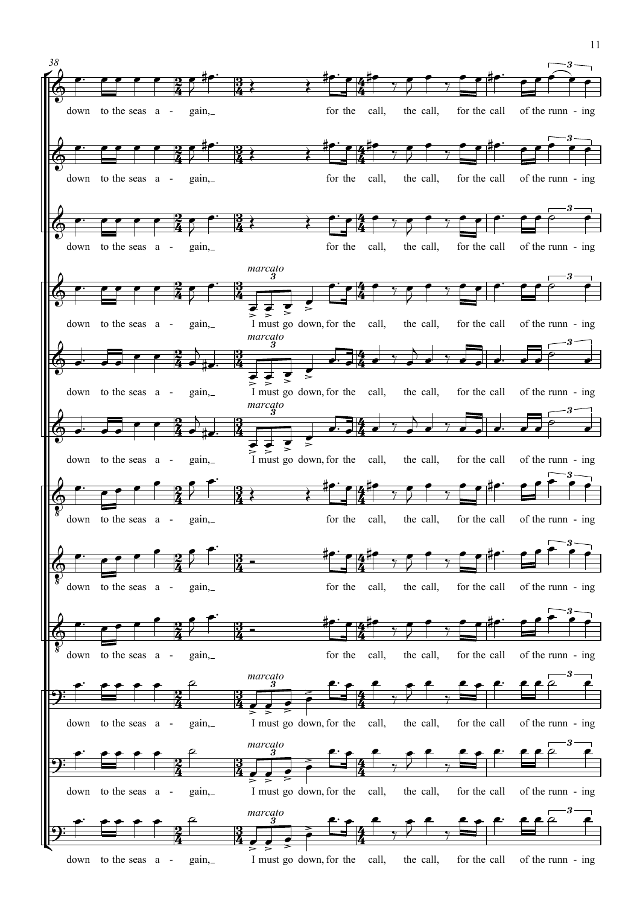38

down to the seas a - gain, for the call, the call, for the call of the run - ing

down to the seas a - gain, for the call, the call, for the call of the runn - ing

down to the seas a - gain, for the call, the call, for the call of the runn - ing

*marcato*

down to the seas a - gain, I must go down, for the call, the call, for the call of the runn - ing

*marcato*

down to the seas a - gain, I must go down, for the call, the call, for the call of the runn - ing

*marcato*

down to the seas a - gain, I must go down, for the call, the call, for the call of the runn - ing

down to the seas a - gain, for the call, the call, for the call of the runn - ing

down to the seas a - gain, for the call, the call, for the call of the runn - ing

down to the seas a - gain, for the call, the call, for the call of the runn - ing

*marcato*

down to the seas a - gain, I must go down, for the call, the call, for the call of the runn - ing

*marcato*

down to the seas a - gain, I must go down, for the call, the call, for the call of the runn - ing

*marcato*

down to the seas a - gain, I must go down, for the call, the call, for the call of the runn - ing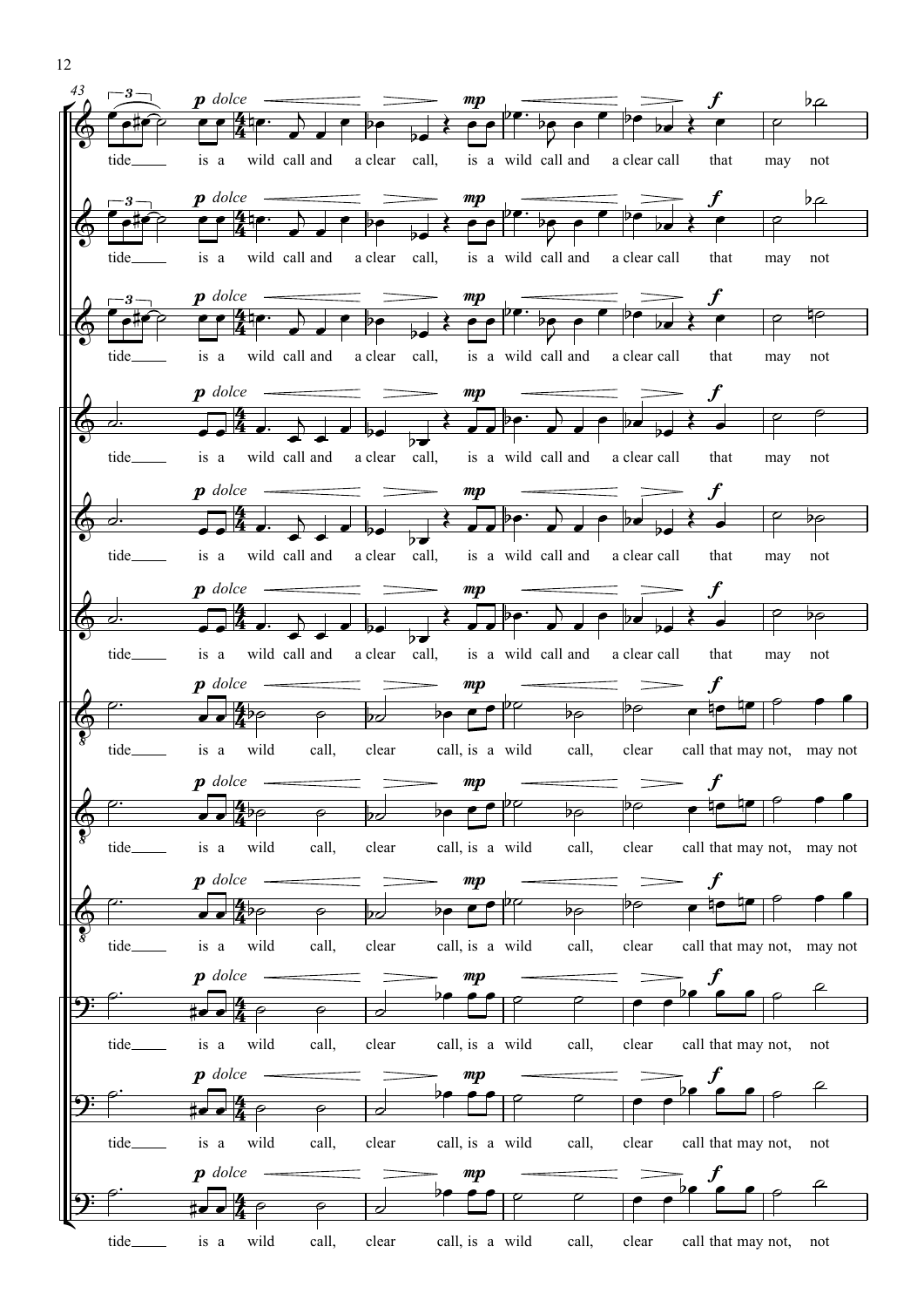43

*p dolce* — *mp* — *f*

tide___ is a wild call and a clear call, is a wild call and a clear call that may not

tide___ is a wild call and a clear call, is a wild call and a clear call that may not

tide___ is a wild call and a clear call, is a wild call and a clear call that may not

tide___ is a wild call and a clear call, is a wild call and a clear call that may not

tide___ is a wild call and a clear call, is a wild call and a clear call that may not

tide___ is a wild call and a clear call, is a wild call and a clear call that may not

tide___ is a wild call, clear call, is a wild call, clear call that may not, may not

tide___ is a wild call, clear call, is a wild call, clear call that may not, may not

tide___ is a wild call, clear call, is a wild call, clear call that may not, may not

tide___ is a wild call, clear call, is a wild call, clear call that may not, not

tide___ is a wild call, clear call, is a wild call, clear call that may not, not

tide___ is a wild call, clear call, is a wild call, clear call that may not, not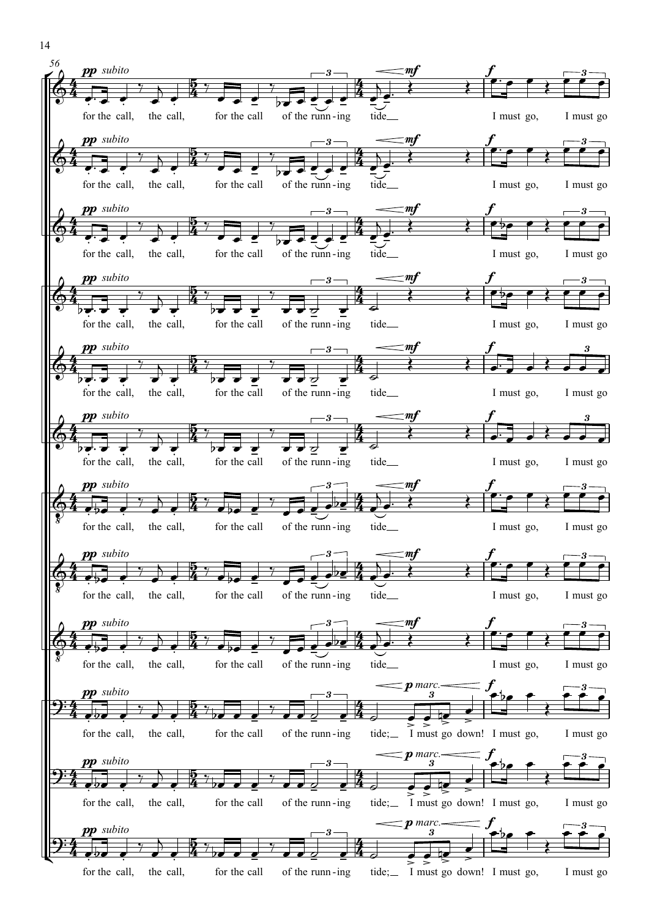56

*pp subito* *mf* *f*

for the call, the call, for the call of the runn-ing tide I must go, I must go

*pp subito* *mf* *f*

for the call, the call, for the call of the runn-ing tide I must go, I must go

*pp subito* *mf* *f*

for the call, the call, for the call of the runn-ing tide I must go, I must go

*pp subito* *mf* *f*

for the call, the call, for the call of the runn-ing tide I must go, I must go

*pp subito* *mf* *f*

for the call, the call, for the call of the runn-ing tide I must go, I must go

*pp subito* *mf* *f*

for the call, the call, for the call of the runn-ing tide I must go, I must go

*pp subito* *mf* *f*

for the call, the call, for the call of the runn-ing tide I must go, I must go

*pp subito* *mf* *f*

for the call, the call, for the call of the runn-ing tide I must go, I must go

*pp subito* *mf* *f*

for the call, the call, for the call of the runn-ing tide I must go, I must go

*pp subito* *p marc.* *f*

for the call, the call, for the call of the runn-ing tide; I must go down! I must go, I must go

*pp subito* *p marc.* *f*

for the call, the call, for the call of the runn-ing tide; I must go down! I must go, I must go

*pp subito* *p marc.* *f*

for the call, the call, for the call of the runn-ing tide; I must go down! I must go, I must go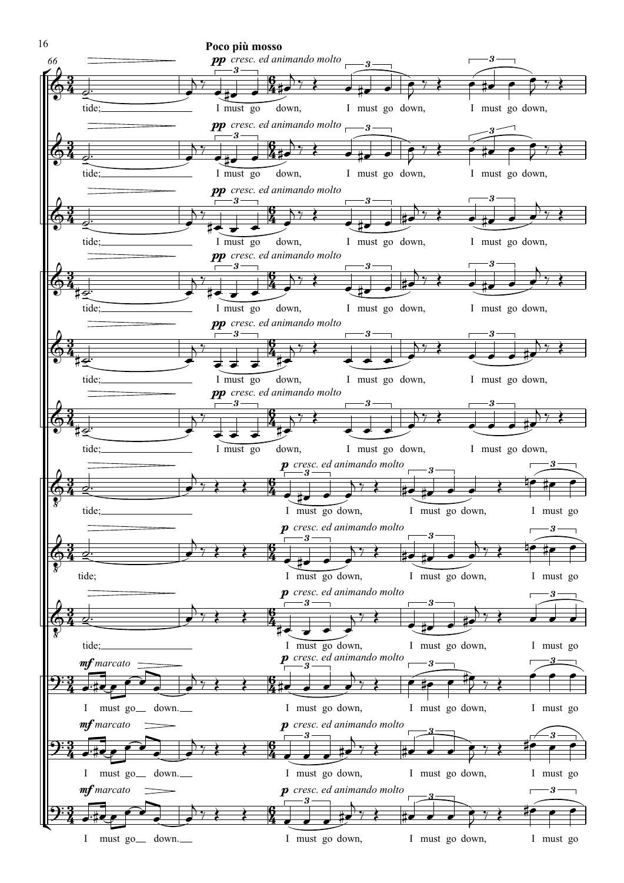**Poco più mosso**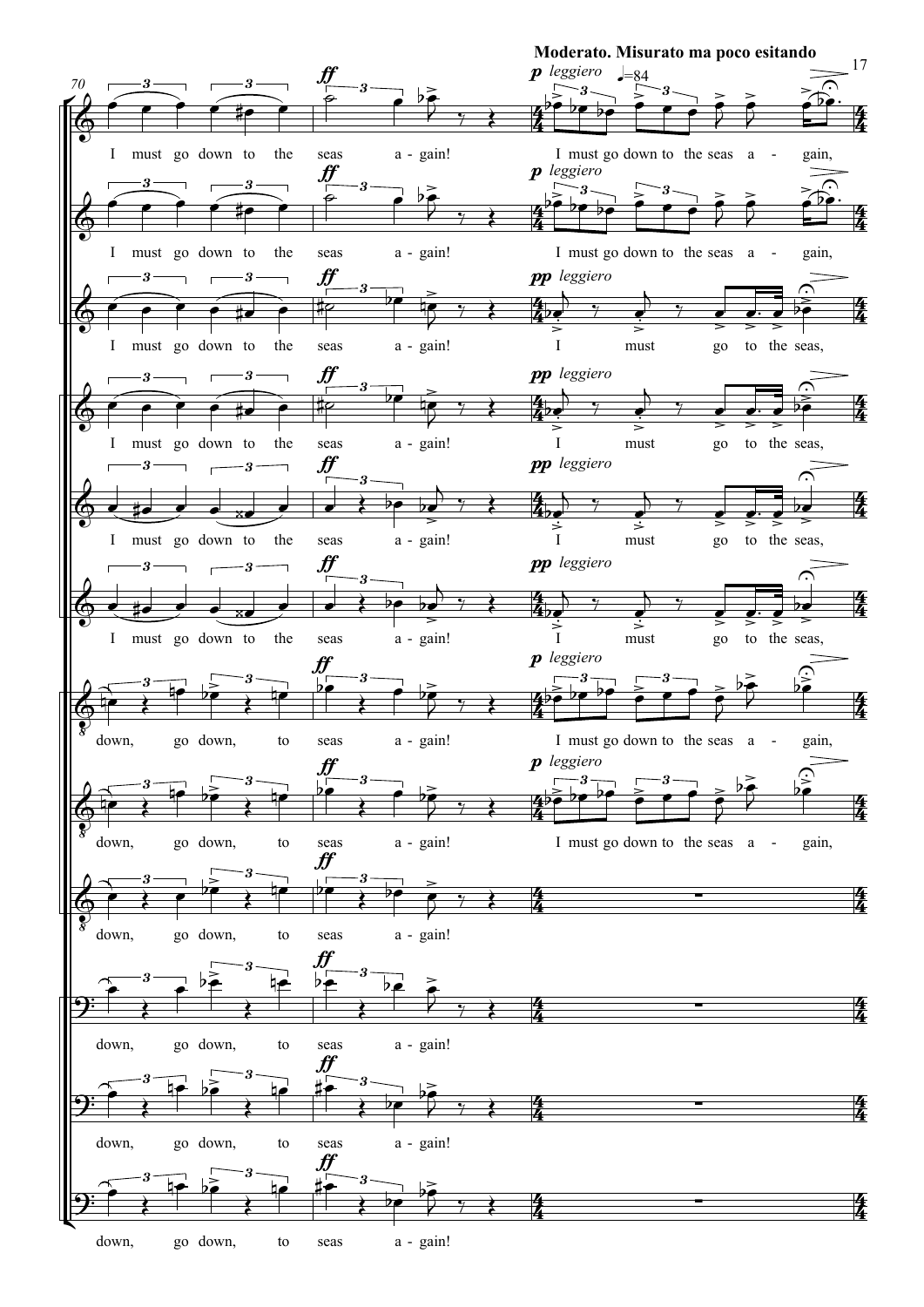**Moderato. Misurato ma poco esitando**

*p leggiero* ♩=84

I must go down to the seas a - gain! I must go down to the seas a - gain,

I must go down to the seas a - gain! I must go down to the seas a - gain,

I must go down to the seas a - gain! I must go to the seas,

I must go down to the seas a - gain! I must go to the seas,

I must go down to the seas a - gain! I must go to the seas,

I must go down to the seas a - gain! I must go to the seas,

down, go down, to seas a - gain! I must go down to the seas a - gain,

down, go down, to seas a - gain! I must go down to the seas a - gain,

down, go down, to seas a - gain!

down, go down, to seas a - gain!

down, go down, to seas a - gain!

down, go down, to seas a - gain!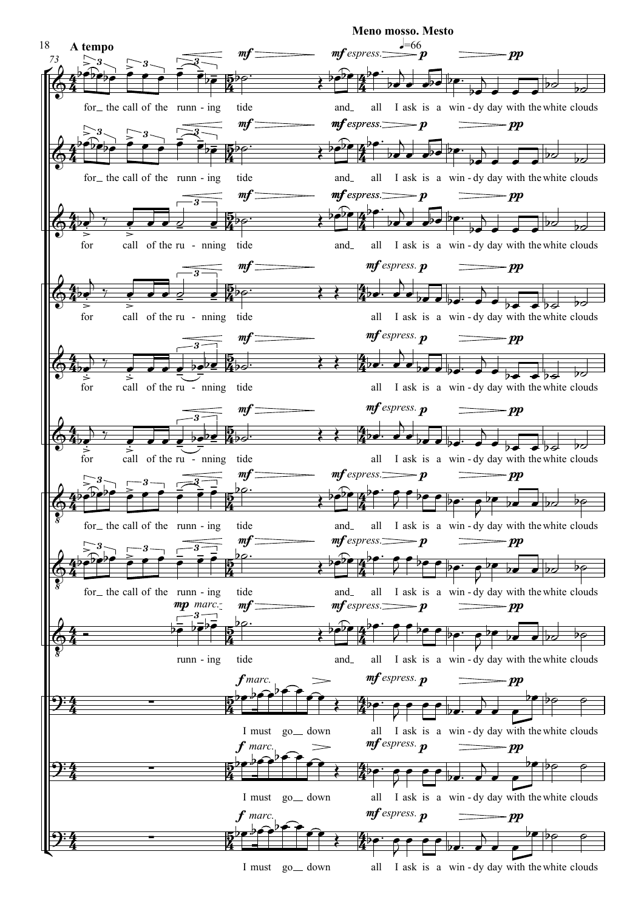**A tempo**

**Meno mosso. Mesto** ♩=66

for_ the call of the runn - ing tide and_ all I ask is a win - dy day with the white clouds

for_ the call of the runn - ing tide and_ all I ask is a win - dy day with the white clouds

for call of the ru - nning tide and_ all I ask is a win - dy day with the white clouds

for call of the ru - nning tide all I ask is a win - dy day with the white clouds

for call of the ru - nning tide all I ask is a win - dy day with the white clouds

for call of the ru - nning tide all I ask is a win - dy day with the white clouds

for_ the call of the runn - ing tide and_ all I ask is a win - dy day with the white clouds

for_ the call of the runn - ing tide and_ all I ask is a win - dy day with the white clouds

runn - ing tide and_ all I ask is a win - dy day with the white clouds

I must go_ down all I ask is a win - dy day with the white clouds

I must go_ down all I ask is a win - dy day with the white clouds

I must go_ down all I ask is a win - dy day with the white clouds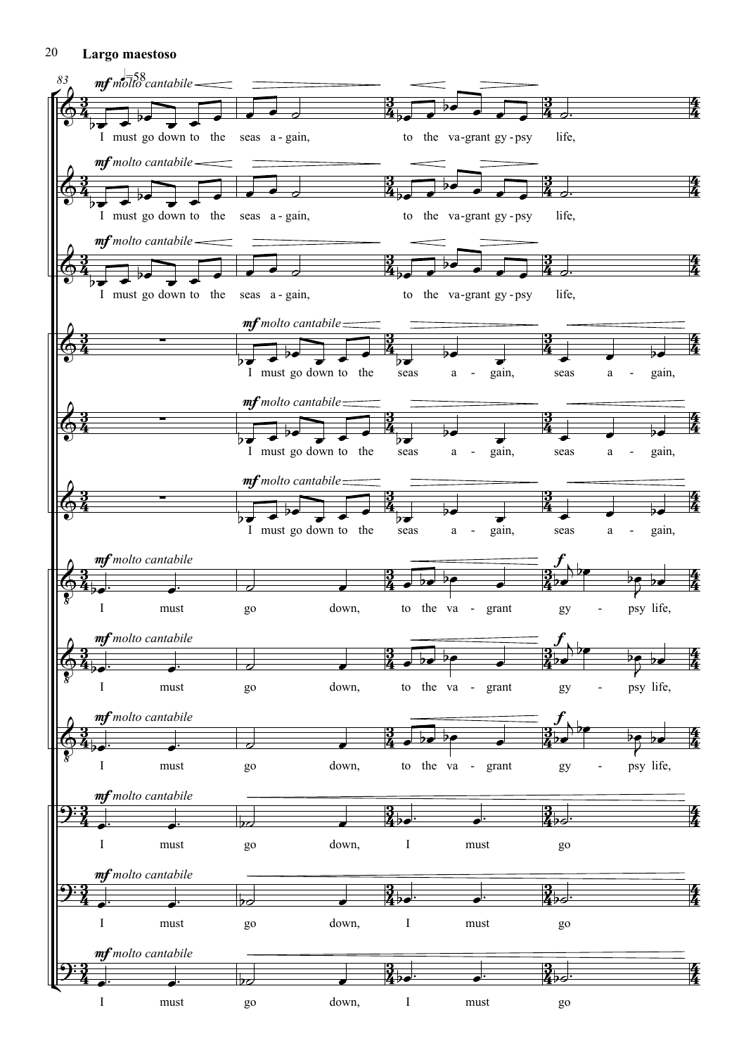**Largo maestoso**

83 ♩=58

*mf molto cantabile*

I must go down to the seas a - gain, to the va-grant gy - psy life,

I must go down to the seas a - gain, to the va-grant gy - psy life,

I must go down to the seas a - gain, to the va-grant gy - psy life,

*mf molto cantabile*

I must go down to the seas a - gain, seas a - gain,

I must go down to the seas a - gain, seas a - gain,

I must go down to the seas a - gain, seas a - gain,

*mf molto cantabile*

I must go down, to the va - grant gy - psy life,

I must go down, to the va - grant gy - psy life,

I must go down, to the va - grant gy - psy life,

*mf molto cantabile*

I must go down, I must go

I must go down, I must go

I must go down, I must go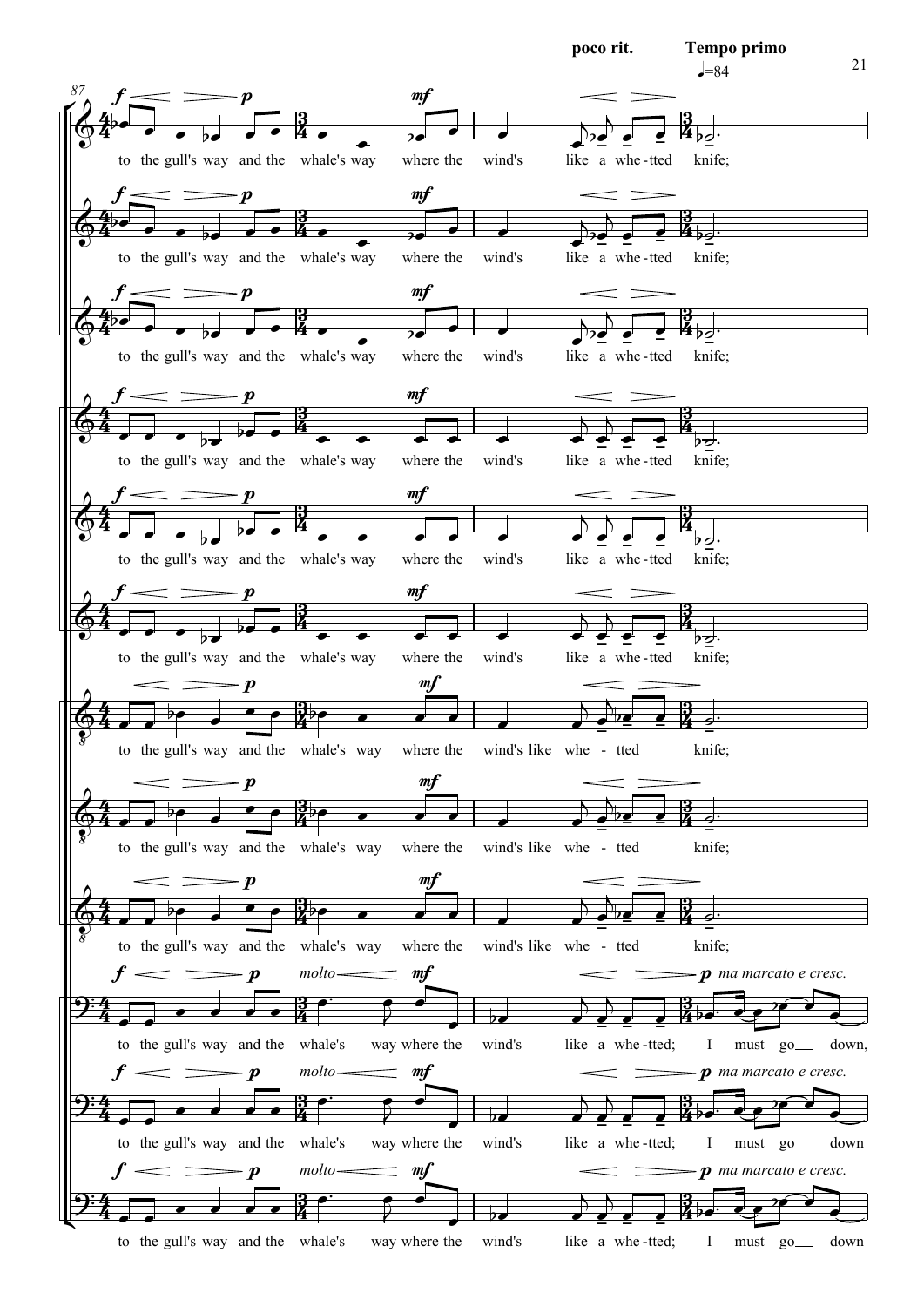**poco rit.** **Tempo primo** ♩=84

to the gull's way and the whale's way where the wind's like a whe-tted knife;

to the gull's way and the whale's way where the wind's like a whe-tted knife;

to the gull's way and the whale's way where the wind's like a whe-tted knife;

to the gull's way and the whale's way where the wind's like a whe-tted knife;

to the gull's way and the whale's way where the wind's like a whe-tted knife;

to the gull's way and the whale's way where the wind's like a whe-tted knife;

to the gull's way and the whale's way where the wind's like whe - tted knife;

to the gull's way and the whale's way where the wind's like whe - tted knife;

to the gull's way and the whale's way where the wind's like whe - tted knife;

*molto* *ma marcato e cresc.*

to the gull's way and the whale's way where the wind's like a whe-tted; I must go down,

*molto* *ma marcato e cresc.*

to the gull's way and the whale's way where the wind's like a whe-tted; I must go down

*molto* *ma marcato e cresc.*

to the gull's way and the whale's way where the wind's like a whe-tted; I must go down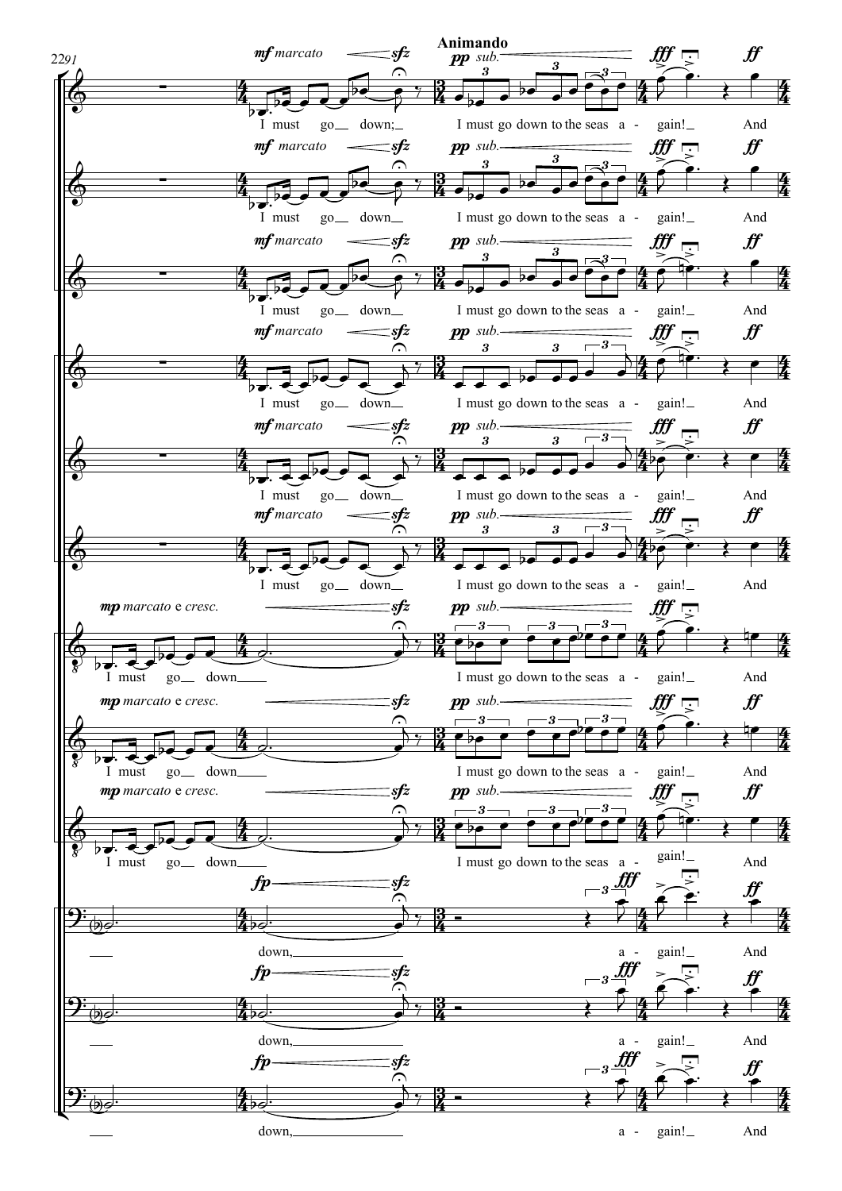**Animando**

I must go down; I must go down to the seas again! And

I must go down I must go down to the seas again! And

down, again! And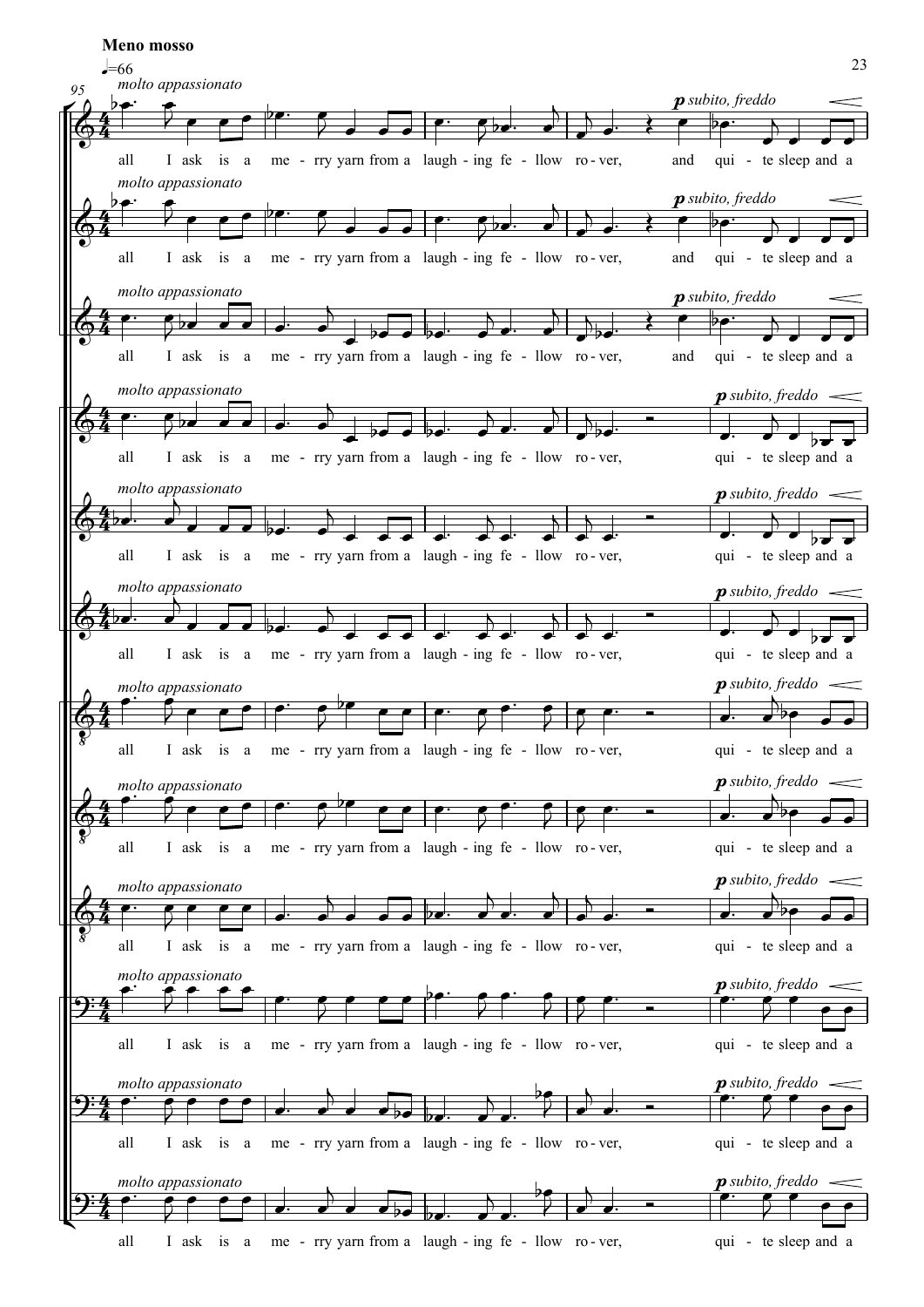**Meno mosso**

♩=66

*molto appassionato*

all I ask is a me - rry yarn from a laugh - ing fe - llow ro - ver, and qui - te sleep and a

***p** subito, freddo*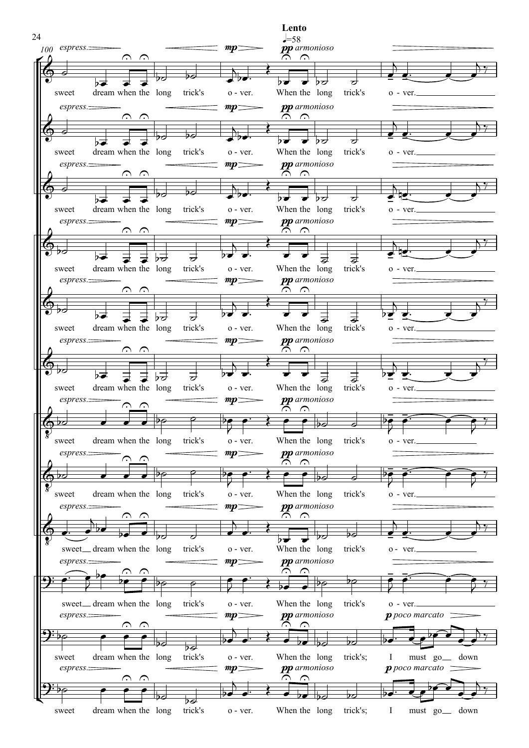**Lento**

♩=58

*espress.* *mp* *pp armonioso*

sweet dream when the long trick's o - ver. When the long trick's o - ver.

sweet dream when the long trick's o - ver. When the long trick's o - ver.

sweet dream when the long trick's o - ver. When the long trick's o - ver.

sweet dream when the long trick's o - ver. When the long trick's o - ver.

sweet dream when the long trick's o - ver. When the long trick's o - ver.

sweet dream when the long trick's o - ver. When the long trick's o - ver.

sweet dream when the long trick's o - ver. When the long trick's o - ver.

sweet dream when the long trick's o - ver. When the long trick's o - ver.

sweet dream when the long trick's o - ver. When the long trick's o - ver.

sweet dream when the long trick's o - ver. When the long trick's o - ver.

sweet dream when the long trick's o - ver. When the long trick's; *p poco marcato* I must go down

sweet dream when the long trick's o - ver. When the long trick's; *p poco marcato* I must go down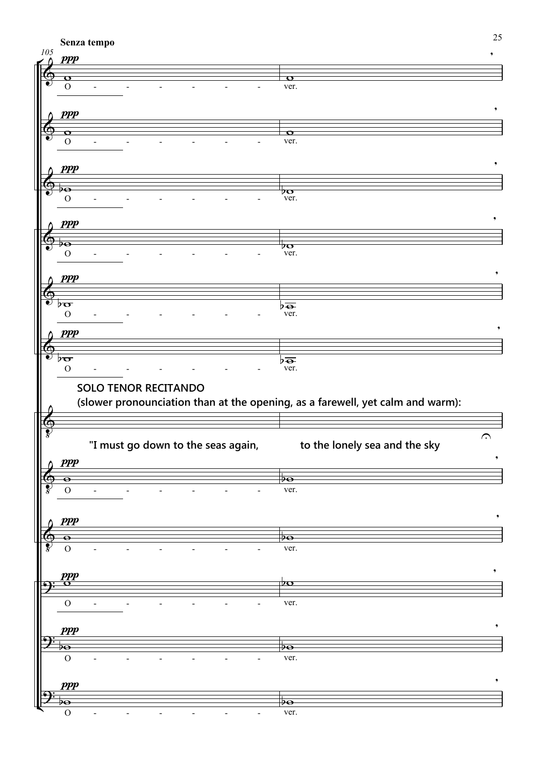Senza tempo

105

ppp

O - - - - - - - ver.

SOLO TENOR RECITANDO

(slower pronounciation than at the opening, as a farewell, yet calm and warm):

"I must go down to the seas again, to the lonely sea and the sky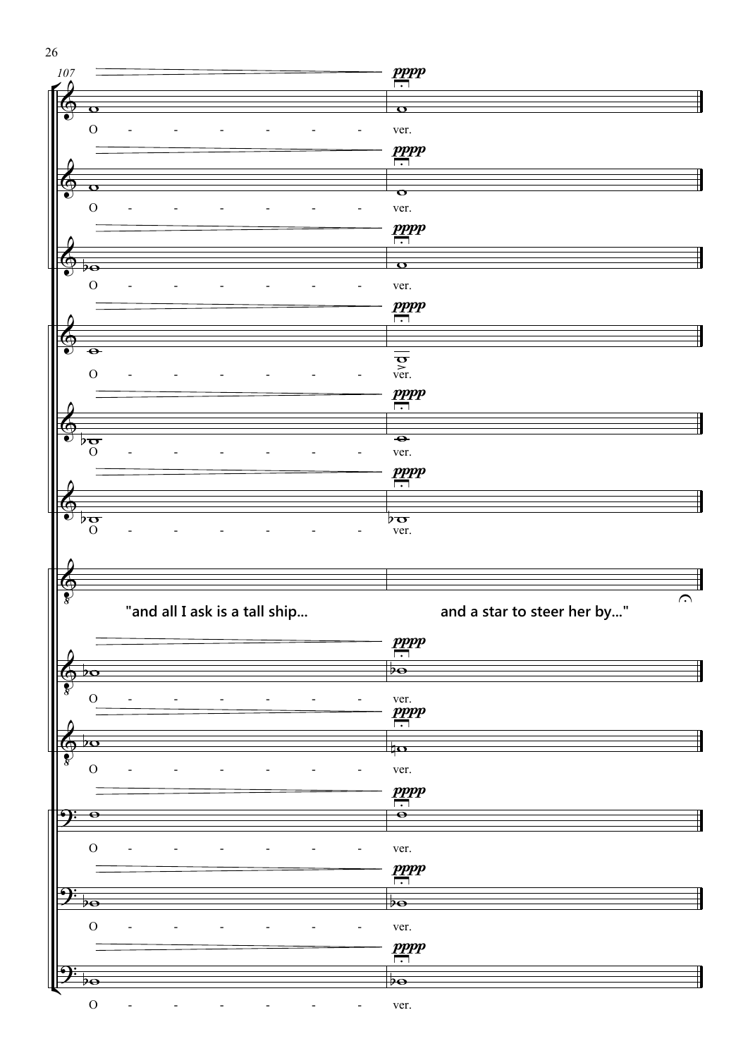"and all I ask is a tall ship...

and a star to steer her by..."